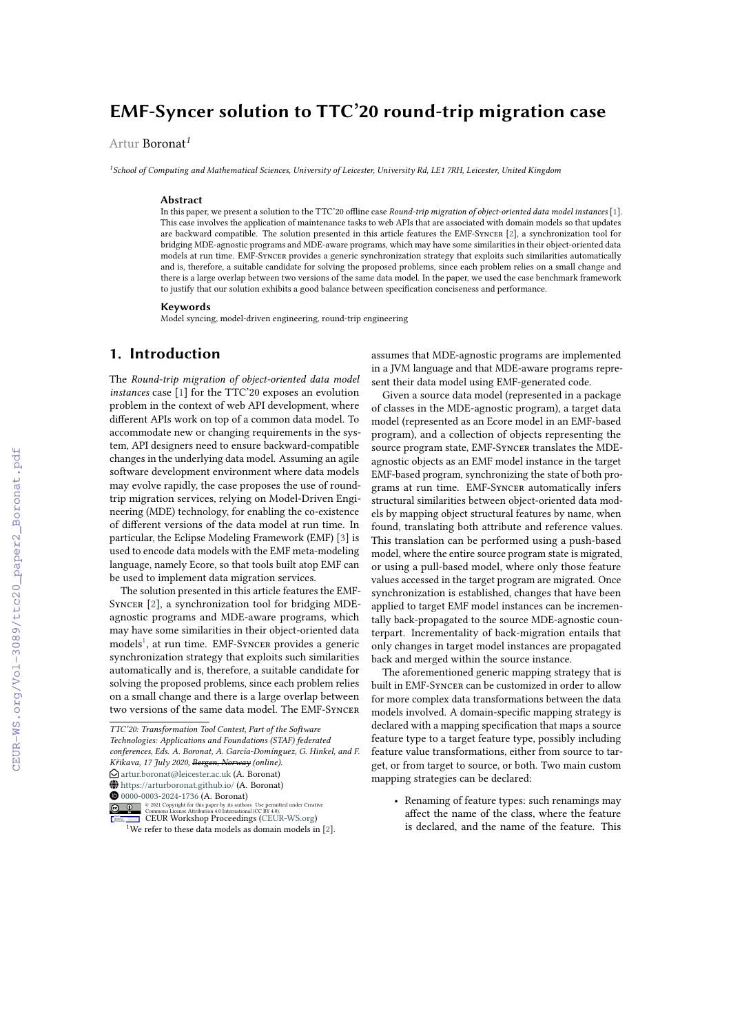# EMF-Syncer solution to TTC'20 round-trip migration case

Artur Boronat[1]

[1]School of Computing and Mathematical Sciences, University of Leicester, University Rd, LE1 7RH, Leicester, United Kingdom

### Abstract

In this paper, we present a solution to the TTC'20 offline case *Round-trip migration of object-oriented data model instances* [1]. This case involves the application of maintenance tasks to web APIs that are associated with domain models so that updates are backward compatible. The solution presented in this article features the EMF-Syncer [2], a synchronization tool for bridging MDE-agnostic programs and MDE-aware programs, which may have some similarities in their object-oriented data models at run time. EMF-Syncer provides a generic synchronization strategy that exploits such similarities automatically and is, therefore, a suitable candidate for solving the proposed problems, since each problem relies on a small change and there is a large overlap between two versions of the same data model. In the paper, we used the case benchmark framework to justify that our solution exhibits a good balance between specification conciseness and performance.

### Keywords

Model syncing, model-driven engineering, round-trip engineering

## 1. Introduction

The *Round-trip migration of object-oriented data model instances* case [1] for the TTC'20 exposes an evolution problem in the context of web API development, where different APIs work on top of a common data model. To accommodate new or changing requirements in the system, API designers need to ensure backward-compatible changes in the underlying data model. Assuming an agile software development environment where data models may evolve rapidly, the case proposes the use of round-trip migration services, relying on Model-Driven Engineering (MDE) technology, for enabling the co-existence of different versions of the data model at run time. In particular, the Eclipse Modeling Framework (EMF) [3] is used to encode data models with the EMF meta-modeling language, namely Ecore, so that tools built atop EMF can be used to implement data migration services.

The solution presented in this article features the EMF-Syncer [2], a synchronization tool for bridging MDE-agnostic programs and MDE-aware programs, which may have some similarities in their object-oriented data models[1], at run time. EMF-Syncer provides a generic synchronization strategy that exploits such similarities automatically and is, therefore, a suitable candidate for solving the proposed problems, since each problem relies on a small change and there is a large overlap between two versions of the same data model. The EMF-Syncer assumes that MDE-agnostic programs are implemented in a JVM language and that MDE-aware programs represent their data model using EMF-generated code.

Given a source data model (represented in a package of classes in the MDE-agnostic program), a target data model (represented as an Ecore model in an EMF-based program), and a collection of objects representing the source program state, EMF-Syncer translates the MDE-agnostic objects as an EMF model instance in the target EMF-based program, synchronizing the state of both programs at run time. EMF-Syncer automatically infers structural similarities between object-oriented data models by mapping object structural features by name, when found, translating both attribute and reference values. This translation can be performed using a push-based model, where the entire source program state is migrated, or using a pull-based model, where only those feature values accessed in the target program are migrated. Once synchronization is established, changes that have been applied to target EMF model instances can be incrementally back-propagated to the source MDE-agnostic counterpart. Incrementality of back-migration entails that only changes in target model instances are propagated back and merged within the source instance.

The aforementioned generic mapping strategy that is built in EMF-Syncer can be customized in order to allow for more complex data transformations between the data models involved. A domain-specific mapping strategy is declared with a mapping specification that maps a source feature type to a target feature type, possibly including feature value transformations, either from source to target, or from target to source, or both. Two main custom mapping strategies can be declared:

- Renaming of feature types: such renamings may affect the name of the class, where the feature is declared, and the name of the feature. This

---

*TTC'20: Transformation Tool Contest, Part of the Software Technologies: Applications and Foundations (STAF) federated conferences, Eds. A. Boronat, A. García-Domínguez, G. Hinkel, and F. Křikava, 17 July 2020, ~~Bergen, Norway~~ (online).*

artur.boronat@leicester.ac.uk (A. Boronat)
https://arturboronat.github.io/ (A. Boronat)
0000-0003-2024-1736 (A. Boronat)

© 2021 Copyright for this paper by its authors. Use permitted under Creative Commons License Attribution 4.0 International (CC BY 4.0).
CEUR Workshop Proceedings (CEUR-WS.org)

[1]We refer to these data models as domain models in [2].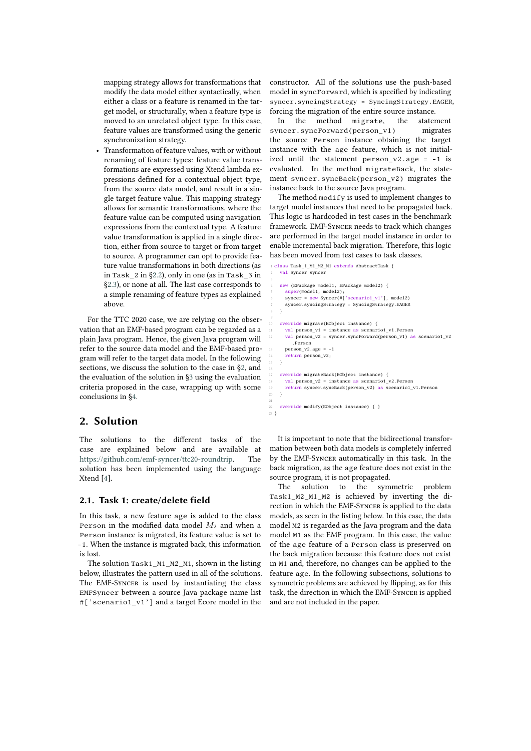mapping strategy allows for transformations that modify the data model either syntactically, when either a class or a feature is renamed in the target model, or structurally, when a feature type is moved to an unrelated object type. In this case, feature values are transformed using the generic synchronization strategy.

- Transformation of feature values, with or without renaming of feature types: feature value transformations are expressed using Xtend lambda expressions defined for a contextual object type, from the source data model, and result in a single target feature value. This mapping strategy allows for semantic transformations, where the feature value can be computed using navigation expressions from the contextual type. A feature value transformation is applied in a single direction, either from source to target or from target to source. A programmer can opt to provide feature value transformations in both directions (as in `Task_2` in §2.2), only in one (as in `Task_3` in §2.3), or none at all. The last case corresponds to a simple renaming of feature types as explained above.

For the TTC 2020 case, we are relying on the observation that an EMF-based program can be regarded as a plain Java program. Hence, the given Java program will refer to the source data model and the EMF-based program will refer to the target data model. In the following sections, we discuss the solution to the case in §2, and the evaluation of the solution in §3 using the evaluation criteria proposed in the case, wrapping up with some conclusions in §4.

## 2. Solution

The solutions to the different tasks of the case are explained below and are available at https://github.com/emf-syncer/ttc20-roundtrip. The solution has been implemented using the language Xtend [4].

### 2.1. Task 1: create/delete field

In this task, a new feature `age` is added to the class `Person` in the modified data model $M_2$ and when a `Person` instance is migrated, its feature value is set to `-1`. When the instance is migrated back, this information is lost.

The solution `Task1_M1_M2_M1`, shown in the listing below, illustrates the pattern used in all of the solutions. The EMF-Syncer is used by instantiating the class `EMFSyncer` between a source Java package name list `#['scenario1_v1']` and a target Ecore model in the constructor. All of the solutions use the push-based model in `syncForward`, which is specified by indicating `syncer.syncingStrategy = SyncingStrategy.EAGER`, forcing the migration of the entire source instance.

In the method `migrate`, the statement `syncer.syncForward(person_v1)` migrates the source `Person` instance obtaining the target instance with the `age` feature, which is not initialized until the statement `person_v2.age = -1` is evaluated. In the method `migrateBack`, the statement `syncer.syncBack(person_v2)` migrates the instance back to the source Java program.

The method `modify` is used to implement changes to target model instances that need to be propagated back. This logic is hardcoded in test cases in the benchmark framework. EMF-Syncer needs to track which changes are performed in the target model instance in order to enable incremental back migration. Therefore, this logic has been moved from test cases to task classes.

```
1  class Task_1_M1_M2_M1 extends AbstractTask {
2    val Syncer syncer
3
4    new (EPackage model1, EPackage model2) {
5      super(model1, model2);
6      syncer = new Syncer(#['scenario1_v1'], model2)
7      syncer.syncingStrategy = SyncingStrategy.EAGER
8    }
9
10   override migrate(EObject instance) {
11     val person_v1 = instance as scenario1_v1.Person
12     val person_v2 = syncer.syncForward(person_v1) as scenario1_v2
         .Person
13     person_v2.age = -1
14     return person_v2;
15   }
16
17   override migrateBack(EObject instance) {
18     val person_v2 = instance as scenario1_v2.Person
19     return syncer.syncBack(person_v2) as scenario1_v1.Person
20   }
21
22   override modify(EObject instance) { }
23 }
```

It is important to note that the bidirectional transformation between both data models is completely inferred by the EMF-Syncer automatically in this task. In the back migration, as the `age` feature does not exist in the source program, it is not propagated.

The solution to the symmetric problem `Task1_M2_M1_M2` is achieved by inverting the direction in which the EMF-Syncer is applied to the data models, as seen in the listing below. In this case, the data model `M2` is regarded as the Java program and the data model `M1` as the EMF program. In this case, the value of the `age` feature of a `Person` class is preserved on the back migration because this feature does not exist in `M1` and, therefore, no changes can be applied to the feature `age`. In the following subsections, solutions to symmetric problems are achieved by flipping, as for this task, the direction in which the EMF-Syncer is applied and are not included in the paper.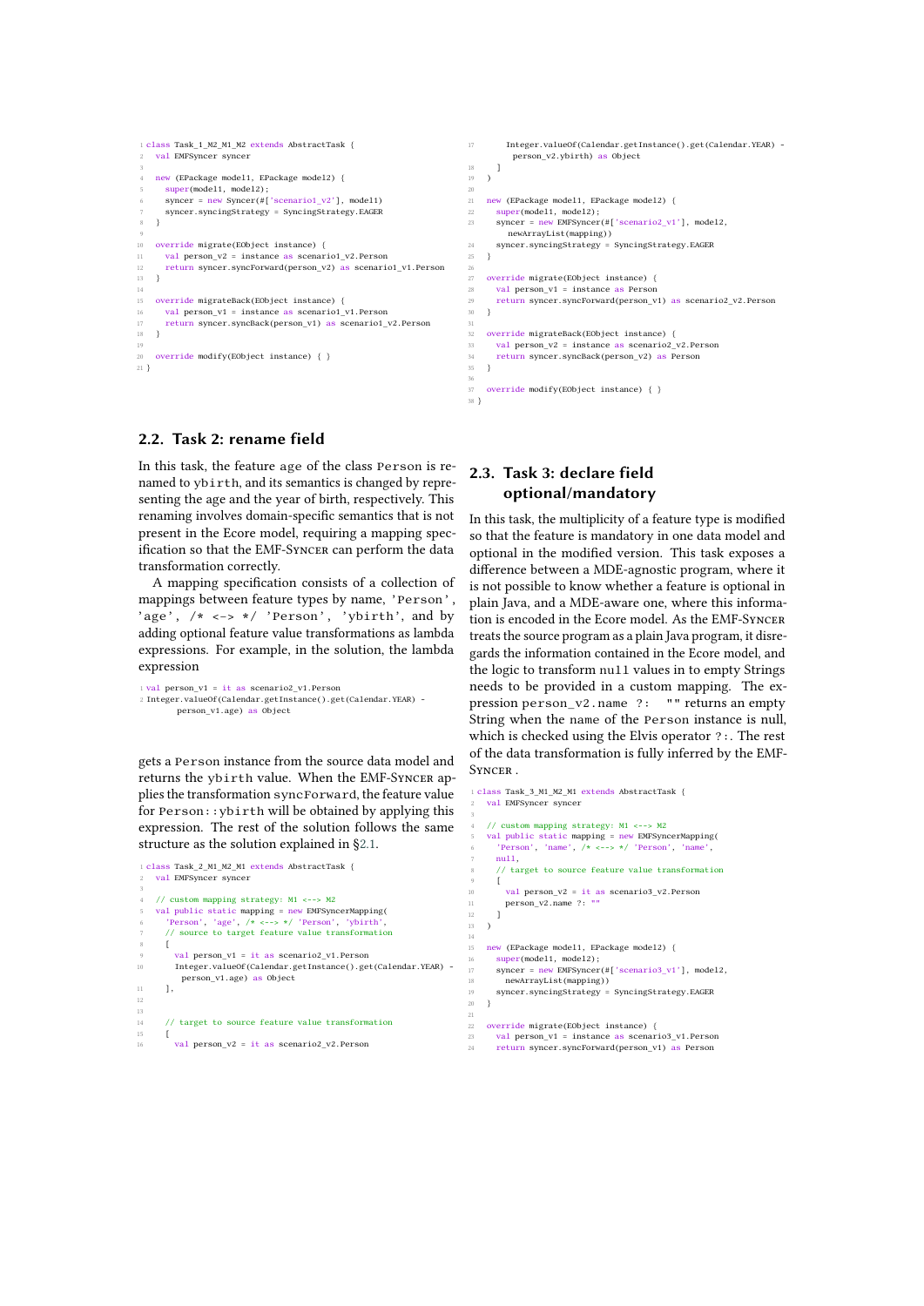```
class Task_1_M2_M1_M2 extends AbstractTask {
  val EMFSyncer syncer

  new (EPackage model1, EPackage model2) {
    super(model1, model2);
    syncer = new Syncer(#['scenario1_v2'], model1)
    syncer.syncingStrategy = SyncingStrategy.EAGER
  }

  override migrate(EObject instance) {
    val person_v2 = instance as scenario1_v2.Person
    return syncer.syncForward(person_v2) as scenario1_v1.Person
  }

  override migrateBack(EObject instance) {
    val person_v1 = instance as scenario1_v1.Person
    return syncer.syncBack(person_v1) as scenario1_v2.Person
  }

  override modify(EObject instance) { }
}
```

## 2.2. Task 2: rename field

In this task, the feature age of the class Person is renamed to ybirth, and its semantics is changed by representing the age and the year of birth, respectively. This renaming involves domain-specific semantics that is not present in the Ecore model, requiring a mapping specification so that the EMF-Syncer can perform the data transformation correctly.

A mapping specification consists of a collection of mappings between feature types by name, 'Person', 'age', /* <--> */ 'Person', 'ybirth', and by adding optional feature value transformations as lambda expressions. For example, in the solution, the lambda expression

```
val person_v1 = it as scenario2_v1.Person
Integer.valueOf(Calendar.getInstance().get(Calendar.YEAR) -
      person_v1.age) as Object
```

gets a Person instance from the source data model and returns the ybirth value. When the EMF-Syncer applies the transformation syncForward, the feature value for Person::ybirth will be obtained by applying this expression. The rest of the solution follows the same structure as the solution explained in §2.1.

```
class Task_2_M1_M2_M1 extends AbstractTask {
  val EMFSyncer syncer

  // custom mapping strategy: M1 <--> M2
  val public static mapping = new EMFSyncerMapping(
    'Person', 'age', /* <--> */ 'Person', 'ybirth',
    // source to target feature value transformation
    [
      val person_v1 = it as scenario2_v1.Person
      Integer.valueOf(Calendar.getInstance().get(Calendar.YEAR) -
        person_v1.age) as Object
    ],


    // target to source feature value transformation
    [
      val person_v2 = it as scenario2_v2.Person
      Integer.valueOf(Calendar.getInstance().get(Calendar.YEAR) -
        person_v2.ybirth) as Object
    ]
  )

  new (EPackage model1, EPackage model2) {
    super(model1, model2);
    syncer = new EMFSyncer(#['scenario2_v1'], model2,
      newArrayList(mapping))
    syncer.syncingStrategy = SyncingStrategy.EAGER
  }

  override migrate(EObject instance) {
    val person_v1 = instance as Person
    return syncer.syncForward(person_v1) as scenario2_v2.Person
  }

  override migrateBack(EObject instance) {
    val person_v2 = instance as scenario2_v2.Person
    return syncer.syncBack(person_v2) as Person
  }

  override modify(EObject instance) { }
}
```

## 2.3. Task 3: declare field optional/mandatory

In this task, the multiplicity of a feature type is modified so that the feature is mandatory in one data model and optional in the modified version. This task exposes a difference between a MDE-agnostic program, where it is not possible to know whether a feature is optional in plain Java, and a MDE-aware one, where this information is encoded in the Ecore model. As the EMF-Syncer treats the source program as a plain Java program, it disregards the information contained in the Ecore model, and the logic to transform null values in to empty Strings needs to be provided in a custom mapping. The expression person_v2.name ?: "" returns an empty String when the name of the Person instance is null, which is checked using the Elvis operator ?:. The rest of the data transformation is fully inferred by the EMF-Syncer .

```
class Task_3_M1_M2_M1 extends AbstractTask {
  val EMFSyncer syncer

  // custom mapping strategy: M1 <--> M2
  val public static mapping = new EMFSyncerMapping(
    'Person', 'name', /* <--> */ 'Person', 'name',
    null,
    // target to source feature value transformation
    [
      val person_v2 = it as scenario3_v2.Person
      person_v2.name ?: ""
    ]
  )

  new (EPackage model1, EPackage model2) {
    super(model1, model2);
    syncer = new EMFSyncer(#['scenario3_v1'], model2,
      newArrayList(mapping))
    syncer.syncingStrategy = SyncingStrategy.EAGER
  }

  override migrate(EObject instance) {
    val person_v1 = instance as scenario3_v1.Person
    return syncer.syncForward(person_v1) as Person
```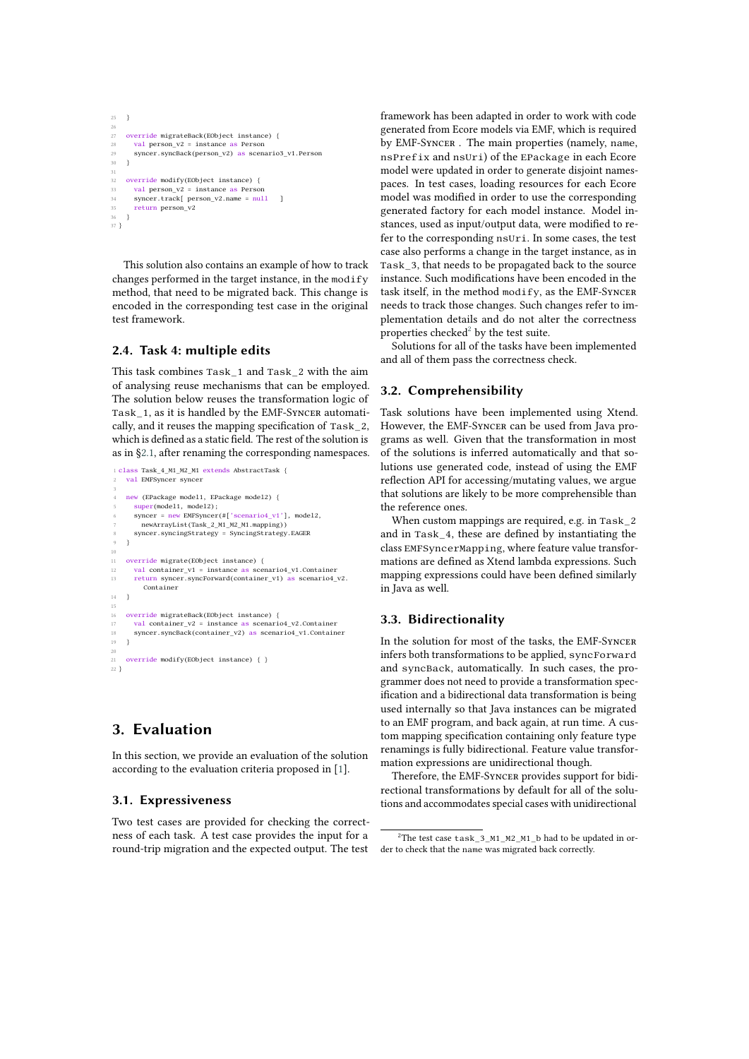```
}

override migrateBack(EObject instance) {
  val person_v2 = instance as Person
  syncer.syncBack(person_v2) as scenario3_v1.Person
}

override modify(EObject instance) {
  val person_v2 = instance as Person
  syncer.track[ person_v2.name = null   ]
  return person_v2
}
}
```

This solution also contains an example of how to track changes performed in the target instance, in the `modify` method, that need to be migrated back. This change is encoded in the corresponding test case in the original test framework.

### 2.4. Task 4: multiple edits

This task combines `Task_1` and `Task_2` with the aim of analysing reuse mechanisms that can be employed. The solution below reuses the transformation logic of `Task_1`, as it is handled by the EMF-Syncer automatically, and it reuses the mapping specification of `Task_2`, which is defined as a static field. The rest of the solution is as in §2.1, after renaming the corresponding namespaces.

```
class Task_4_M1_M2_M1 extends AbstractTask {
  val EMFSyncer syncer

  new (EPackage model1, EPackage model2) {
    super(model1, model2);
    syncer = new EMFSyncer(#['scenario4_v1'], model2,
      newArrayList(Task_2_M1_M2_M1.mapping))
    syncer.syncingStrategy = SyncingStrategy.EAGER
  }

  override migrate(EObject instance) {
    val container_v1 = instance as scenario4_v1.Container
    return syncer.syncForward(container_v1) as scenario4_v2.
      Container
  }

  override migrateBack(EObject instance) {
    val container_v2 = instance as scenario4_v2.Container
    syncer.syncBack(container_v2) as scenario4_v1.Container
  }

  override modify(EObject instance) { }
}
```

## 3. Evaluation

In this section, we provide an evaluation of the solution according to the evaluation criteria proposed in [1].

### 3.1. Expressiveness

Two test cases are provided for checking the correctness of each task. A test case provides the input for a round-trip migration and the expected output. The test framework has been adapted in order to work with code generated from Ecore models via EMF, which is required by EMF-Syncer . The main properties (namely, `name`, `nsPrefix` and `nsUri`) of the `EPackage` in each Ecore model were updated in order to generate disjoint namespaces. In test cases, loading resources for each Ecore model was modified in order to use the corresponding generated factory for each model instance. Model instances, used as input/output data, were modified to refer to the corresponding `nsUri`. In some cases, the test case also performs a change in the target instance, as in `Task_3`, that needs to be propagated back to the source instance. Such modifications have been encoded in the task itself, in the method `modify`, as the EMF-Syncer needs to track those changes. Such changes refer to implementation details and do not alter the correctness properties checked[2] by the test suite.

Solutions for all of the tasks have been implemented and all of them pass the correctness check.

### 3.2. Comprehensibility

Task solutions have been implemented using Xtend. However, the EMF-Syncer can be used from Java programs as well. Given that the transformation in most of the solutions is inferred automatically and that solutions use generated code, instead of using the EMF reflection API for accessing/mutating values, we argue that solutions are likely to be more comprehensible than the reference ones.

When custom mappings are required, e.g. in `Task_2` and in `Task_4`, these are defined by instantiating the class `EMFSyncerMapping`, where feature value transformations are defined as Xtend lambda expressions. Such mapping expressions could have been defined similarly in Java as well.

### 3.3. Bidirectionality

In the solution for most of the tasks, the EMF-Syncer infers both transformations to be applied, `syncForward` and `syncBack`, automatically. In such cases, the programmer does not need to provide a transformation specification and a bidirectional data transformation is being used internally so that Java instances can be migrated to an EMF program, and back again, at run time. A custom mapping specification containing only feature type renamings is fully bidirectional. Feature value transformation expressions are unidirectional though.

Therefore, the EMF-Syncer provides support for bidirectional transformations by default for all of the solutions and accommodates special cases with unidirectional

[2] The test case `task_3_M1_M2_M1_b` had to be updated in order to check that the `name` was migrated back correctly.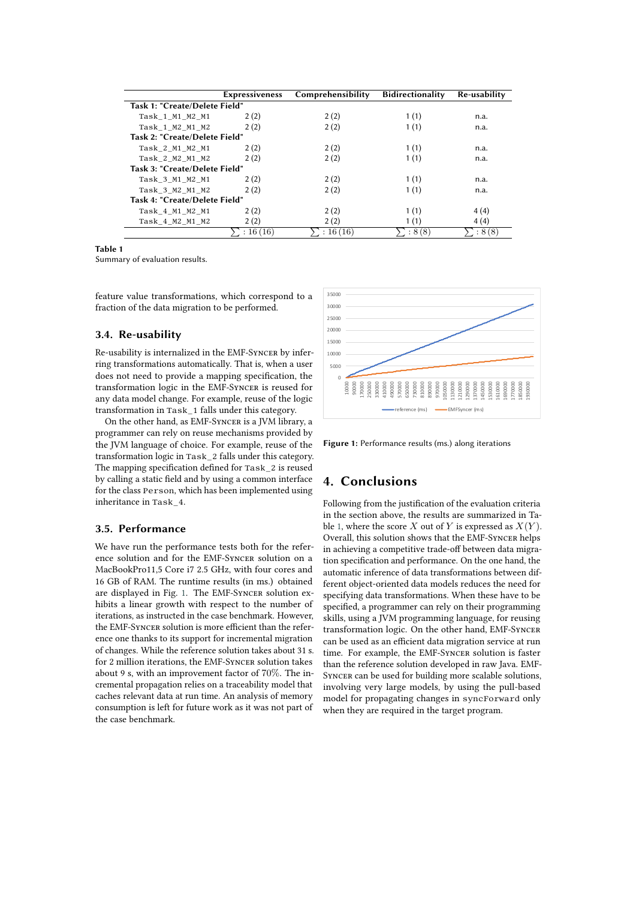| | Expressiveness | Comprehensibility | Bidirectionality | Re-usability |
|---|---|---|---|---|
| **Task 1: "Create/Delete Field"** | | | | |
| `Task_1_M1_M2_M1` | 2 (2) | 2 (2) | 1 (1) | n.a. |
| `Task_1_M2_M1_M2` | 2 (2) | 2 (2) | 1 (1) | n.a. |
| **Task 2: "Create/Delete Field"** | | | | |
| `Task_2_M1_M2_M1` | 2 (2) | 2 (2) | 1 (1) | n.a. |
| `Task_2_M2_M1_M2` | 2 (2) | 2 (2) | 1 (1) | n.a. |
| **Task 3: "Create/Delete Field"** | | | | |
| `Task_3_M1_M2_M1` | 2 (2) | 2 (2) | 1 (1) | n.a. |
| `Task_3_M2_M1_M2` | 2 (2) | 2 (2) | 1 (1) | n.a. |
| **Task 4: "Create/Delete Field"** | | | | |
| `Task_4_M1_M2_M1` | 2 (2) | 2 (2) | 1 (1) | 4 (4) |
| `Task_4_M2_M1_M2` | 2 (2) | 2 (2) | 1 (1) | 4 (4) |
| | $\sum$ : 16 (16) | $\sum$ : 16 (16) | $\sum$ : 8 (8) | $\sum$ : 8 (8) |

**Table 1**
Summary of evaluation results.

feature value transformations, which correspond to a fraction of the data migration to be performed.

### 3.4. Re-usability

Re-usability is internalized in the EMF-Syncer by inferring transformations automatically. That is, when a user does not need to provide a mapping specification, the transformation logic in the EMF-Syncer is reused for any data model change. For example, reuse of the logic transformation in `Task_1` falls under this category.

On the other hand, as EMF-Syncer is a JVM library, a programmer can rely on reuse mechanisms provided by the JVM language of choice. For example, reuse of the transformation logic in `Task_2` falls under this category. The mapping specification defined for `Task_2` is reused by calling a static field and by using a common interface for the class `Person`, which has been implemented using inheritance in `Task_4`.

### 3.5. Performance

We have run the performance tests both for the reference solution and for the EMF-Syncer solution on a MacBookPro11,5 Core i7 2.5 GHz, with four cores and 16 GB of RAM. The runtime results (in ms.) obtained are displayed in Fig. 1. The EMF-Syncer solution exhibits a linear growth with respect to the number of iterations, as instructed in the case benchmark. However, the EMF-Syncer solution is more efficient than the reference one thanks to its support for incremental migration of changes. While the reference solution takes about 31 s. for 2 million iterations, the EMF-Syncer solution takes about 9 s, with an improvement factor of $70\%$. The incremental propagation relies on a traceability model that caches relevant data at run time. An analysis of memory consumption is left for future work as it was not part of the case benchmark.

**Figure 1:** Performance results (ms.) along iterations

## 4. Conclusions

Following from the justification of the evaluation criteria in the section above, the results are summarized in Table 1, where the score $X$ out of $Y$ is expressed as $X(Y)$. Overall, this solution shows that the EMF-Syncer helps in achieving a competitive trade-off between data migration specification and performance. On the one hand, the automatic inference of data transformations between different object-oriented data models reduces the need for specifying data transformations. When these have to be specified, a programmer can rely on their programming skills, using a JVM programming language, for reusing transformation logic. On the other hand, EMF-Syncer can be used as an efficient data migration service at run time. For example, the EMF-Syncer solution is faster than the reference solution developed in raw Java. EMF-Syncer can be used for building more scalable solutions, involving very large models, by using the pull-based model for propagating changes in `syncForward` only when they are required in the target program.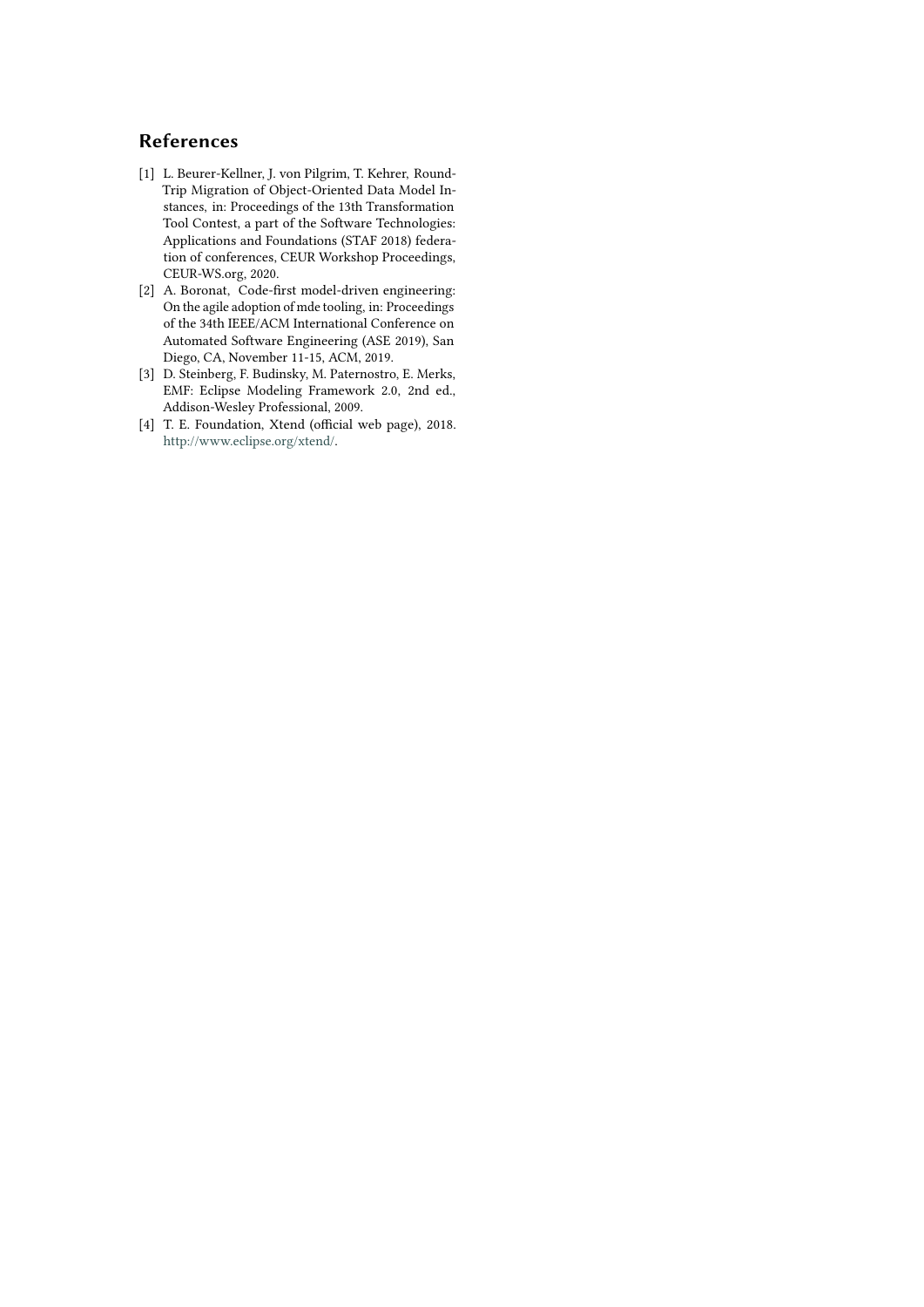## References

[1] L. Beurer-Kellner, J. von Pilgrim, T. Kehrer, Round-Trip Migration of Object-Oriented Data Model Instances, in: Proceedings of the 13th Transformation Tool Contest, a part of the Software Technologies: Applications and Foundations (STAF 2018) federation of conferences, CEUR Workshop Proceedings, CEUR-WS.org, 2020.

[2] A. Boronat, Code-first model-driven engineering: On the agile adoption of mde tooling, in: Proceedings of the 34th IEEE/ACM International Conference on Automated Software Engineering (ASE 2019), San Diego, CA, November 11-15, ACM, 2019.

[3] D. Steinberg, F. Budinsky, M. Paternostro, E. Merks, EMF: Eclipse Modeling Framework 2.0, 2nd ed., Addison-Wesley Professional, 2009.

[4] T. E. Foundation, Xtend (official web page), 2018. http://www.eclipse.org/xtend/.